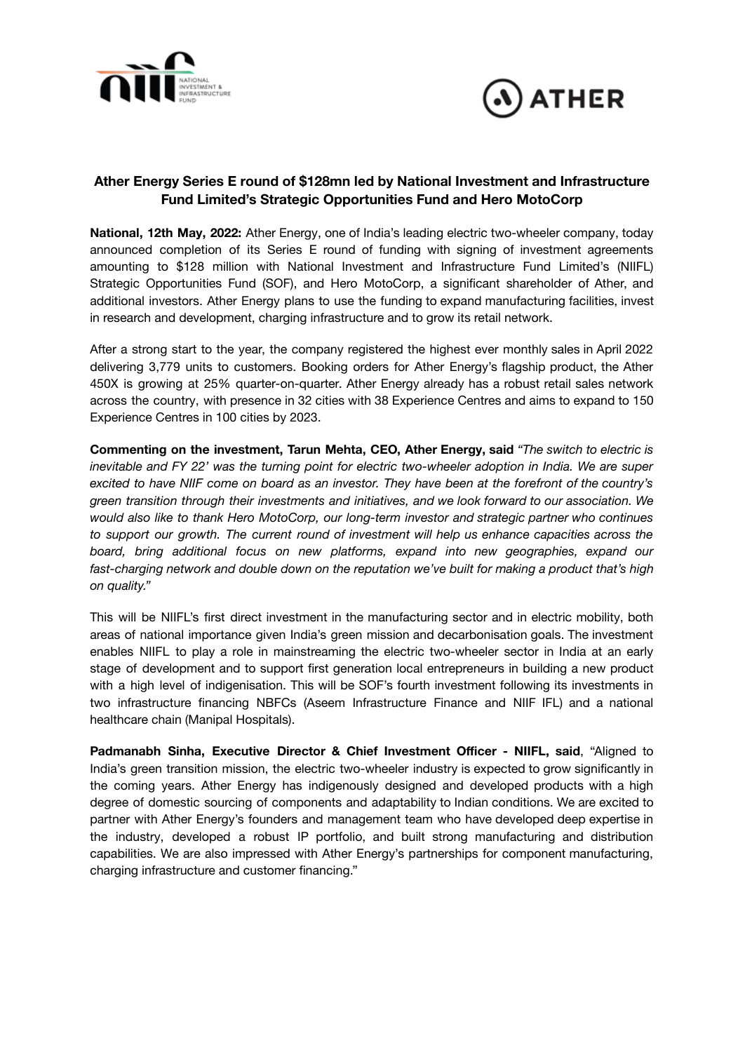## Ather Energy Series E round of $128mn led by National Investment and Infrastructure Fund Limited's Strategic Opportunities Fund and Hero MotoCorp

**National, 12th May, 2022:** Ather Energy, one of India's leading electric two-wheeler company, today announced completion of its Series E round of funding with signing of investment agreements amounting to $128 million with National Investment and Infrastructure Fund Limited's (NIIFL) Strategic Opportunities Fund (SOF), and Hero MotoCorp, a significant shareholder of Ather, and additional investors. Ather Energy plans to use the funding to expand manufacturing facilities, invest in research and development, charging infrastructure and to grow its retail network.

After a strong start to the year, the company registered the highest ever monthly sales in April 2022 delivering 3,779 units to customers. Booking orders for Ather Energy's flagship product, the Ather 450X is growing at 25% quarter-on-quarter. Ather Energy already has a robust retail sales network across the country, with presence in 32 cities with 38 Experience Centres and aims to expand to 150 Experience Centres in 100 cities by 2023.

**Commenting on the investment, Tarun Mehta, CEO, Ather Energy, said** *"The switch to electric is inevitable and FY 22' was the turning point for electric two-wheeler adoption in India. We are super excited to have NIIF come on board as an investor. They have been at the forefront of the country's green transition through their investments and initiatives, and we look forward to our association. We would also like to thank Hero MotoCorp, our long-term investor and strategic partner who continues to support our growth. The current round of investment will help us enhance capacities across the board, bring additional focus on new platforms, expand into new geographies, expand our fast-charging network and double down on the reputation we've built for making a product that's high on quality."*

This will be NIIFL's first direct investment in the manufacturing sector and in electric mobility, both areas of national importance given India's green mission and decarbonisation goals. The investment enables NIIFL to play a role in mainstreaming the electric two-wheeler sector in India at an early stage of development and to support first generation local entrepreneurs in building a new product with a high level of indigenisation. This will be SOF's fourth investment following its investments in two infrastructure financing NBFCs (Aseem Infrastructure Finance and NIIF IFL) and a national healthcare chain (Manipal Hospitals).

**Padmanabh Sinha, Executive Director & Chief Investment Officer - NIIFL, said**, "Aligned to India's green transition mission, the electric two-wheeler industry is expected to grow significantly in the coming years. Ather Energy has indigenously designed and developed products with a high degree of domestic sourcing of components and adaptability to Indian conditions. We are excited to partner with Ather Energy's founders and management team who have developed deep expertise in the industry, developed a robust IP portfolio, and built strong manufacturing and distribution capabilities. We are also impressed with Ather Energy's partnerships for component manufacturing, charging infrastructure and customer financing."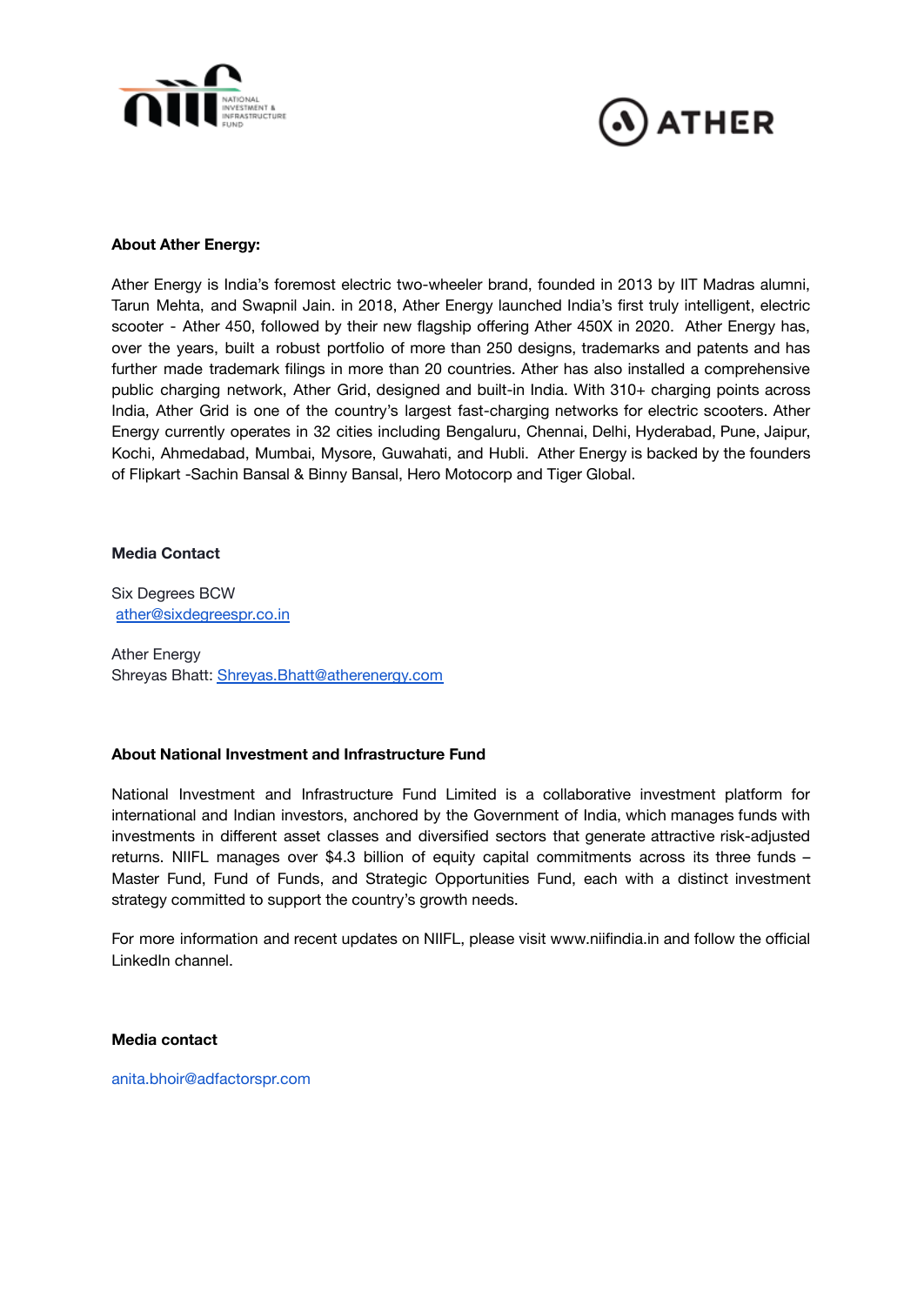**About Ather Energy:**

Ather Energy is India's foremost electric two-wheeler brand, founded in 2013 by IIT Madras alumni, Tarun Mehta, and Swapnil Jain. in 2018, Ather Energy launched India's first truly intelligent, electric scooter - Ather 450, followed by their new flagship offering Ather 450X in 2020. Ather Energy has, over the years, built a robust portfolio of more than 250 designs, trademarks and patents and has further made trademark filings in more than 20 countries. Ather has also installed a comprehensive public charging network, Ather Grid, designed and built-in India. With 310+ charging points across India, Ather Grid is one of the country's largest fast-charging networks for electric scooters. Ather Energy currently operates in 32 cities including Bengaluru, Chennai, Delhi, Hyderabad, Pune, Jaipur, Kochi, Ahmedabad, Mumbai, Mysore, Guwahati, and Hubli. Ather Energy is backed by the founders of Flipkart -Sachin Bansal & Binny Bansal, Hero Motocorp and Tiger Global.

**Media Contact**

Six Degrees BCW
ather@sixdegreespr.co.in

Ather Energy
Shreyas Bhatt: Shreyas.Bhatt@atherenergy.com

**About National Investment and Infrastructure Fund**

National Investment and Infrastructure Fund Limited is a collaborative investment platform for international and Indian investors, anchored by the Government of India, which manages funds with investments in different asset classes and diversified sectors that generate attractive risk-adjusted returns. NIIFL manages over $4.3 billion of equity capital commitments across its three funds – Master Fund, Fund of Funds, and Strategic Opportunities Fund, each with a distinct investment strategy committed to support the country's growth needs.

For more information and recent updates on NIIFL, please visit www.niifindia.in and follow the official LinkedIn channel.

**Media contact**

anita.bhoir@adfactorspr.com